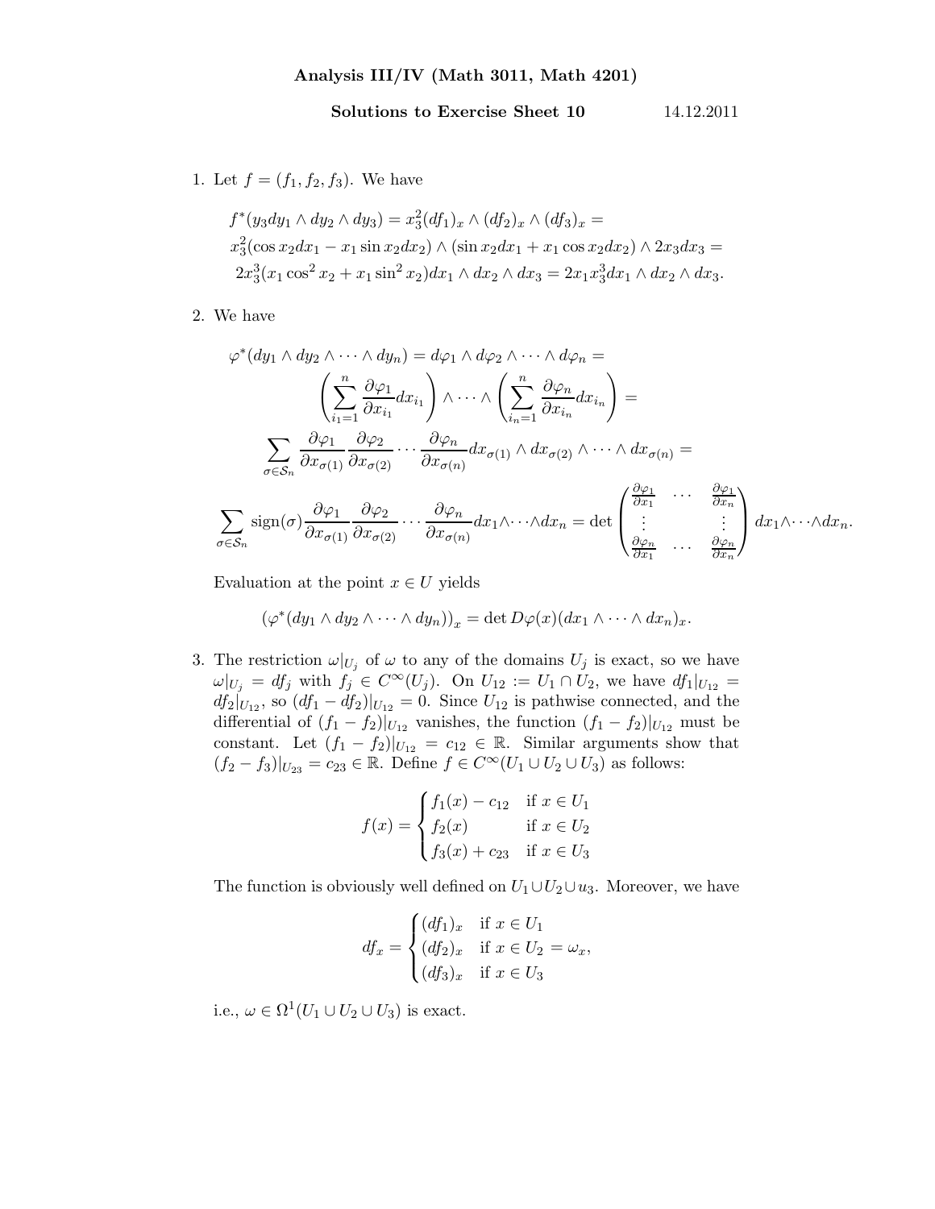**Analysis III/IV (Math 3011, Math 4201)**

**Solutions to Exercise Sheet 10** 14.12.2011

1. Let $f = (f_1, f_2, f_3)$. We have

$$f^*(y_3 dy_1 \wedge dy_2 \wedge dy_3) = x_3^2 (df_1)_x \wedge (df_2)_x \wedge (df_3)_x =$$
$$x_3^2(\cos x_2 dx_1 - x_1 \sin x_2 dx_2) \wedge (\sin x_2 dx_1 + x_1 \cos x_2 dx_2) \wedge 2x_3 dx_3 =$$
$$2x_3^3(x_1 \cos^2 x_2 + x_1 \sin^2 x_2) dx_1 \wedge dx_2 \wedge dx_3 = 2x_1 x_3^3 dx_1 \wedge dx_2 \wedge dx_3.$$

2. We have

$$\varphi^*(dy_1 \wedge dy_2 \wedge \cdots \wedge dy_n) = d\varphi_1 \wedge d\varphi_2 \wedge \cdots \wedge d\varphi_n =$$
$$\left( \sum_{i_1=1}^n \frac{\partial \varphi_1}{\partial x_{i_1}} dx_{i_1} \right) \wedge \cdots \wedge \left( \sum_{i_n=1}^n \frac{\partial \varphi_n}{\partial x_{i_n}} dx_{i_n} \right) =$$
$$\sum_{\sigma \in \mathcal{S}_n} \frac{\partial \varphi_1}{\partial x_{\sigma(1)}} \frac{\partial \varphi_2}{\partial x_{\sigma(2)}} \cdots \frac{\partial \varphi_n}{\partial x_{\sigma(n)}} dx_{\sigma(1)} \wedge dx_{\sigma(2)} \wedge \cdots \wedge dx_{\sigma(n)} =$$
$$\sum_{\sigma \in \mathcal{S}_n} \operatorname{sign}(\sigma) \frac{\partial \varphi_1}{\partial x_{\sigma(1)}} \frac{\partial \varphi_2}{\partial x_{\sigma(2)}} \cdots \frac{\partial \varphi_n}{\partial x_{\sigma(n)}} dx_1 \wedge \cdots \wedge dx_n = \det \begin{pmatrix} \frac{\partial \varphi_1}{\partial x_1} & \cdots & \frac{\partial \varphi_1}{\partial x_n} \\ \vdots & & \vdots \\ \frac{\partial \varphi_n}{\partial x_1} & \cdots & \frac{\partial \varphi_n}{\partial x_n} \end{pmatrix} dx_1 \wedge \cdots \wedge dx_n.$$

Evaluation at the point $x \in U$ yields

$$\left( \varphi^*(dy_1 \wedge dy_2 \wedge \cdots \wedge dy_n) \right)_x = \det D\varphi(x) (dx_1 \wedge \cdots \wedge dx_n)_x.$$

3. The restriction $\omega|_{U_j}$ of $\omega$ to any of the domains $U_j$ is exact, so we have $\omega|_{U_j} = df_j$ with $f_j \in C^\infty(U_j)$. On $U_{12} := U_1 \cap U_2$, we have $df_1|_{U_{12}} = df_2|_{U_{12}}$, so $(df_1 - df_2)|_{U_{12}} = 0$. Since $U_{12}$ is pathwise connected, and the differential of $(f_1 - f_2)|_{U_{12}}$ vanishes, the function $(f_1 - f_2)|_{U_{12}}$ must be constant. Let $(f_1 - f_2)|_{U_{12}} = c_{12} \in \mathbb{R}$. Similar arguments show that $(f_2 - f_3)|_{U_{23}} = c_{23} \in \mathbb{R}$. Define $f \in C^\infty(U_1 \cup U_2 \cup U_3)$ as follows:

$$f(x) = \begin{cases} f_1(x) - c_{12} & \text{if } x \in U_1 \\ f_2(x) & \text{if } x \in U_2 \\ f_3(x) + c_{23} & \text{if } x \in U_3 \end{cases}$$

The function is obviously well defined on $U_1 \cup U_2 \cup u_3$. Moreover, we have

$$df_x = \begin{cases} (df_1)_x & \text{if } x \in U_1 \\ (df_2)_x & \text{if } x \in U_2 \\ (df_3)_x & \text{if } x \in U_3 \end{cases} = \omega_x,$$

i.e., $\omega \in \Omega^1(U_1 \cup U_2 \cup U_3)$ is exact.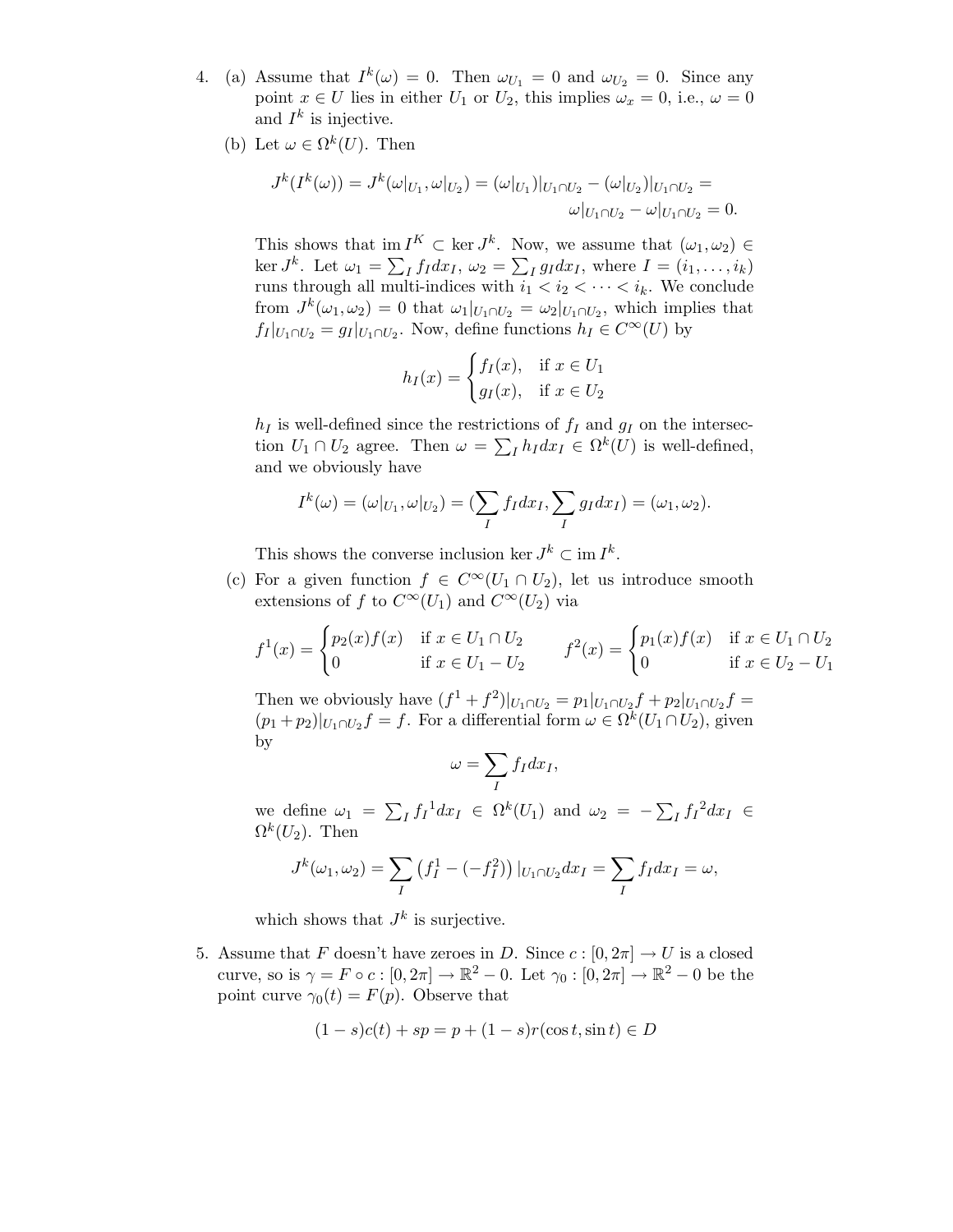4. (a) Assume that $I^k(\omega) = 0$. Then $\omega_{U_1} = 0$ and $\omega_{U_2} = 0$. Since any point $x \in U$ lies in either $U_1$ or $U_2$, this implies $\omega_x = 0$, i.e., $\omega = 0$ and $I^k$ is injective.

   (b) Let $\omega \in \Omega^k(U)$. Then

$$J^k(I^k(\omega)) = J^k(\omega|_{U_1}, \omega|_{U_2}) = (\omega|_{U_1})|_{U_1 \cap U_2} - (\omega|_{U_2})|_{U_1 \cap U_2} =$$
$$\omega|_{U_1 \cap U_2} - \omega|_{U_1 \cap U_2} = 0.$$

   This shows that $\operatorname{im} I^K \subset \ker J^k$. Now, we assume that $(\omega_1, \omega_2) \in \ker J^k$. Let $\omega_1 = \sum_I f_I dx_I$, $\omega_2 = \sum_I g_I dx_I$, where $I = (i_1, \ldots, i_k)$ runs through all multi-indices with $i_1 < i_2 < \cdots < i_k$. We conclude from $J^k(\omega_1, \omega_2) = 0$ that $\omega_1|_{U_1 \cap U_2} = \omega_2|_{U_1 \cap U_2}$, which implies that $f_I|_{U_1 \cap U_2} = g_I|_{U_1 \cap U_2}$. Now, define functions $h_I \in C^\infty(U)$ by

$$h_I(x) = \begin{cases} f_I(x), & \text{if } x \in U_1 \\ g_I(x), & \text{if } x \in U_2 \end{cases}$$

   $h_I$ is well-defined since the restrictions of $f_I$ and $g_I$ on the intersection $U_1 \cap U_2$ agree. Then $\omega = \sum_I h_I dx_I \in \Omega^k(U)$ is well-defined, and we obviously have

$$I^k(\omega) = (\omega|_{U_1}, \omega|_{U_2}) = (\sum_I f_I dx_I, \sum_I g_I dx_I) = (\omega_1, \omega_2).$$

   This shows the converse inclusion $\ker J^k \subset \operatorname{im} I^k$.

   (c) For a given function $f \in C^\infty(U_1 \cap U_2)$, let us introduce smooth extensions of $f$ to $C^\infty(U_1)$ and $C^\infty(U_2)$ via

$$f^1(x) = \begin{cases} p_2(x)f(x) & \text{if } x \in U_1 \cap U_2 \\ 0 & \text{if } x \in U_1 - U_2 \end{cases} \qquad f^2(x) = \begin{cases} p_1(x)f(x) & \text{if } x \in U_1 \cap U_2 \\ 0 & \text{if } x \in U_2 - U_1 \end{cases}$$

   Then we obviously have $(f^1 + f^2)|_{U_1 \cap U_2} = p_1|_{U_1 \cap U_2} f + p_2|_{U_1 \cap U_2} f = (p_1 + p_2)|_{U_1 \cap U_2} f = f$. For a differential form $\omega \in \Omega^k(U_1 \cap U_2)$, given by

$$\omega = \sum_I f_I dx_I,$$

   we define $\omega_1 = \sum_I {f_I}^1 dx_I \in \Omega^k(U_1)$ and $\omega_2 = -\sum_I {f_I}^2 dx_I \in \Omega^k(U_2)$. Then

$$J^k(\omega_1, \omega_2) = \sum_I \left(f_I^1 - (-f_I^2)\right)|_{U_1 \cap U_2} dx_I = \sum_I f_I dx_I = \omega,$$

   which shows that $J^k$ is surjective.

5. Assume that $F$ doesn't have zeroes in $D$. Since $c : [0, 2\pi] \to U$ is a closed curve, so is $\gamma = F \circ c : [0, 2\pi] \to \mathbb{R}^2 - 0$. Let $\gamma_0 : [0, 2\pi] \to \mathbb{R}^2 - 0$ be the point curve $\gamma_0(t) = F(p)$. Observe that

$$(1 - s)c(t) + sp = p + (1 - s)r(\cos t, \sin t) \in D$$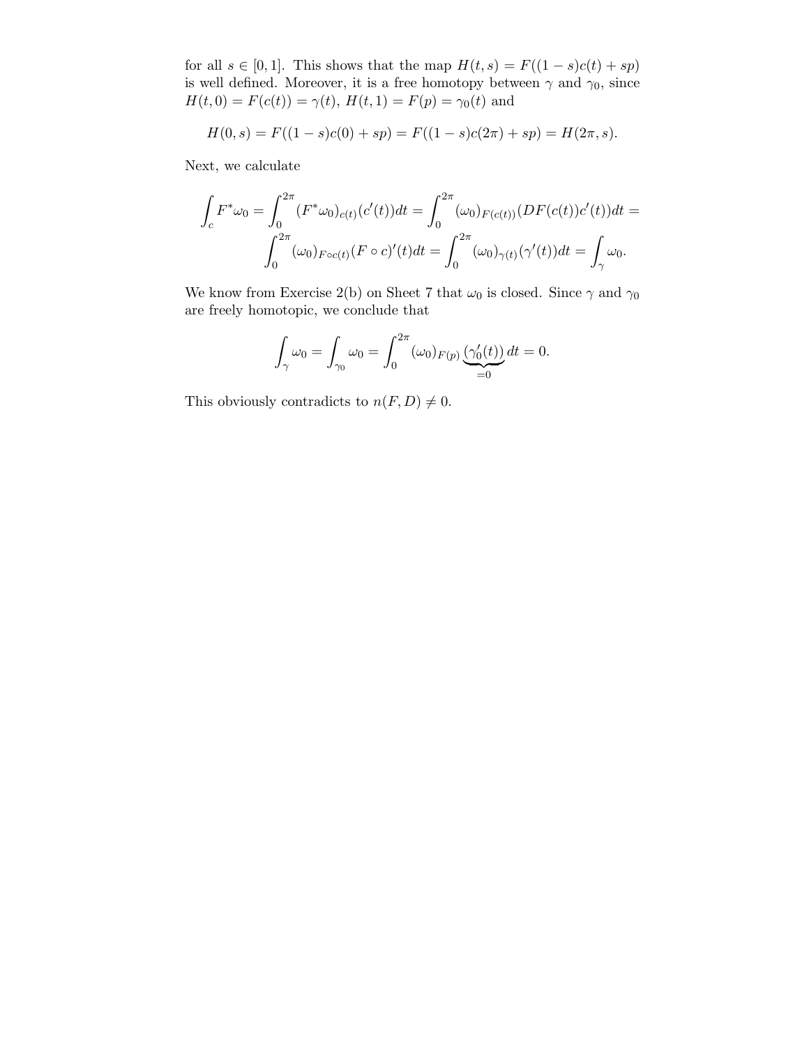for all $s \in [0,1]$. This shows that the map $H(t,s) = F((1-s)c(t) + sp)$ is well defined. Moreover, it is a free homotopy between $\gamma$ and $\gamma_0$, since $H(t,0) = F(c(t)) = \gamma(t)$, $H(t,1) = F(p) = \gamma_0(t)$ and

$$H(0,s) = F((1-s)c(0) + sp) = F((1-s)c(2\pi) + sp) = H(2\pi, s).$$

Next, we calculate

$$\int_c F^*\omega_0 = \int_0^{2\pi} (F^*\omega_0)_{c(t)}(c'(t))dt = \int_0^{2\pi} (\omega_0)_{F(c(t))}(DF(c(t))c'(t))dt = \int_0^{2\pi} (\omega_0)_{F\circ c(t)}(F\circ c)'(t)dt = \int_0^{2\pi} (\omega_0)_{\gamma(t)}(\gamma'(t))dt = \int_\gamma \omega_0.$$

We know from Exercise 2(b) on Sheet 7 that $\omega_0$ is closed. Since $\gamma$ and $\gamma_0$ are freely homotopic, we conclude that

$$\int_\gamma \omega_0 = \int_{\gamma_0} \omega_0 = \int_0^{2\pi} (\omega_0)_{F(p)} \underbrace{(\gamma_0'(t))}_{=0} dt = 0.$$

This obviously contradicts to $n(F,D) \neq 0$.